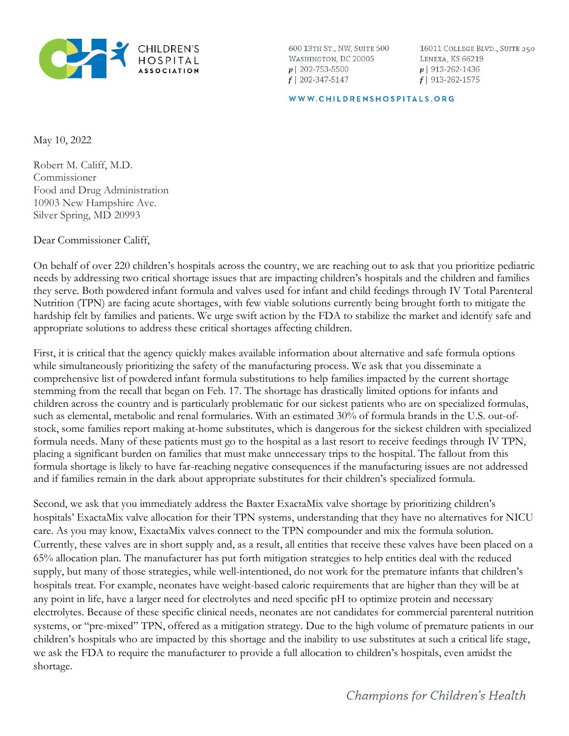CHILDREN'S HOSPITAL ASSOCIATION

600 13TH ST., NW, SUITE 500
WASHINGTON, DC 20005
p | 202-753-5500
f | 202-347-5147

16011 COLLEGE BLVD., SUITE 250
LENEXA, KS 66219
p | 913-262-1436
f | 913-262-1575

WWW.CHILDRENSHOSPITALS.ORG

May 10, 2022

Robert M. Califf, M.D.
Commissioner
Food and Drug Administration
10903 New Hampshire Ave.
Silver Spring, MD 20993

Dear Commissioner Califf,

On behalf of over 220 children's hospitals across the country, we are reaching out to ask that you prioritize pediatric needs by addressing two critical shortage issues that are impacting children's hospitals and the children and families they serve. Both powdered infant formula and valves used for infant and child feedings through IV Total Parenteral Nutrition (TPN) are facing acute shortages, with few viable solutions currently being brought forth to mitigate the hardship felt by families and patients. We urge swift action by the FDA to stabilize the market and identify safe and appropriate solutions to address these critical shortages affecting children.

First, it is critical that the agency quickly makes available information about alternative and safe formula options while simultaneously prioritizing the safety of the manufacturing process. We ask that you disseminate a comprehensive list of powdered infant formula substitutions to help families impacted by the current shortage stemming from the recall that began on Feb. 17. The shortage has drastically limited options for infants and children across the country and is particularly problematic for our sickest patients who are on specialized formulas, such as elemental, metabolic and renal formularies. With an estimated 30% of formula brands in the U.S. out-of-stock, some families report making at-home substitutes, which is dangerous for the sickest children with specialized formula needs. Many of these patients must go to the hospital as a last resort to receive feedings through IV TPN, placing a significant burden on families that must make unnecessary trips to the hospital. The fallout from this formula shortage is likely to have far-reaching negative consequences if the manufacturing issues are not addressed and if families remain in the dark about appropriate substitutes for their children's specialized formula.

Second, we ask that you immediately address the Baxter ExactaMix valve shortage by prioritizing children's hospitals' ExactaMix valve allocation for their TPN systems, understanding that they have no alternatives for NICU care. As you may know, ExactaMix valves connect to the TPN compounder and mix the formula solution. Currently, these valves are in short supply and, as a result, all entities that receive these valves have been placed on a 65% allocation plan. The manufacturer has put forth mitigation strategies to help entities deal with the reduced supply, but many of those strategies, while well-intentioned, do not work for the premature infants that children's hospitals treat. For example, neonates have weight-based caloric requirements that are higher than they will be at any point in life, have a larger need for electrolytes and need specific pH to optimize protein and necessary electrolytes. Because of these specific clinical needs, neonates are not candidates for commercial parenteral nutrition systems, or "pre-mixed" TPN, offered as a mitigation strategy. Due to the high volume of premature patients in our children's hospitals who are impacted by this shortage and the inability to use substitutes at such a critical life stage, we ask the FDA to require the manufacturer to provide a full allocation to children's hospitals, even amidst the shortage.

*Champions for Children's Health*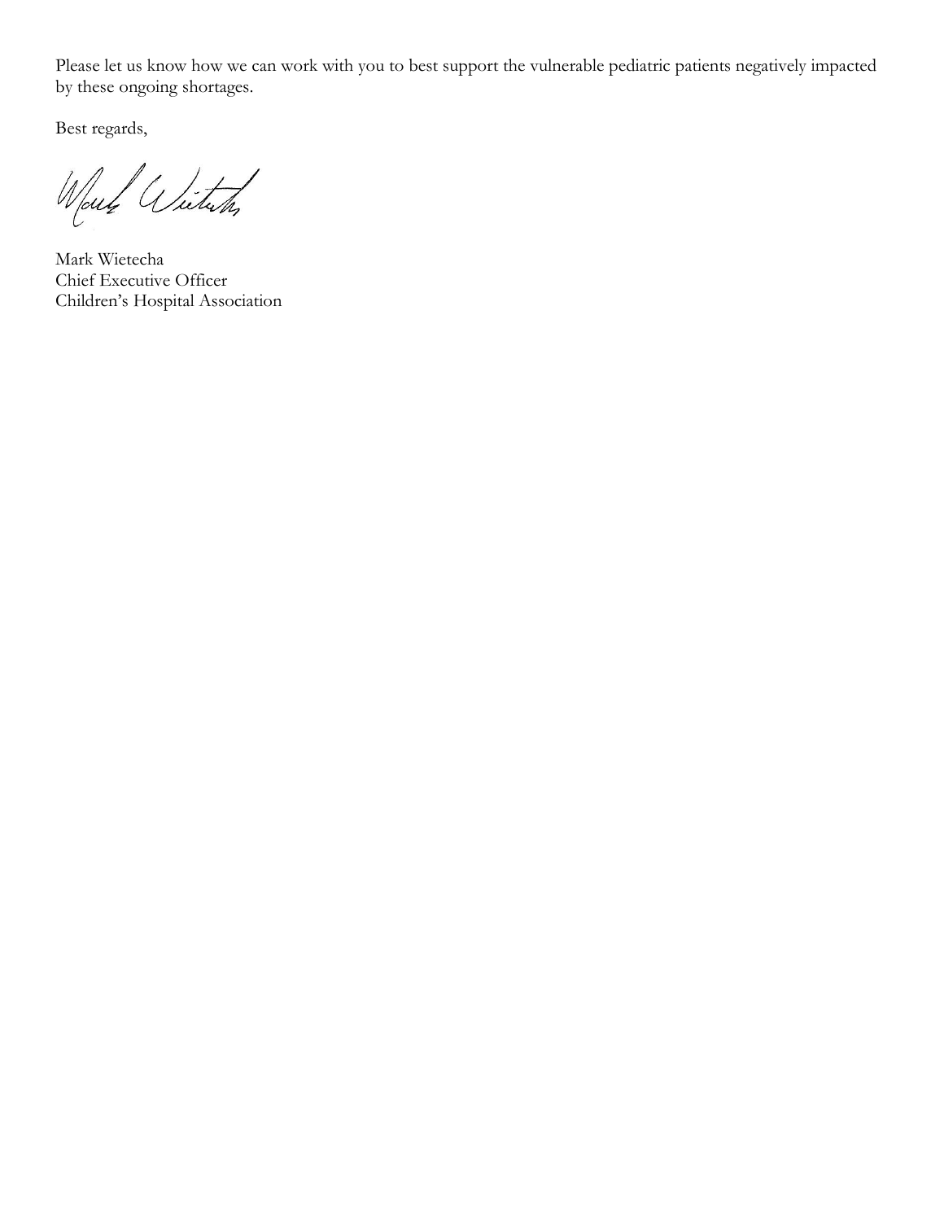Please let us know how we can work with you to best support the vulnerable pediatric patients negatively impacted by these ongoing shortages.

Best regards,

Mark Wietecha
Chief Executive Officer
Children's Hospital Association